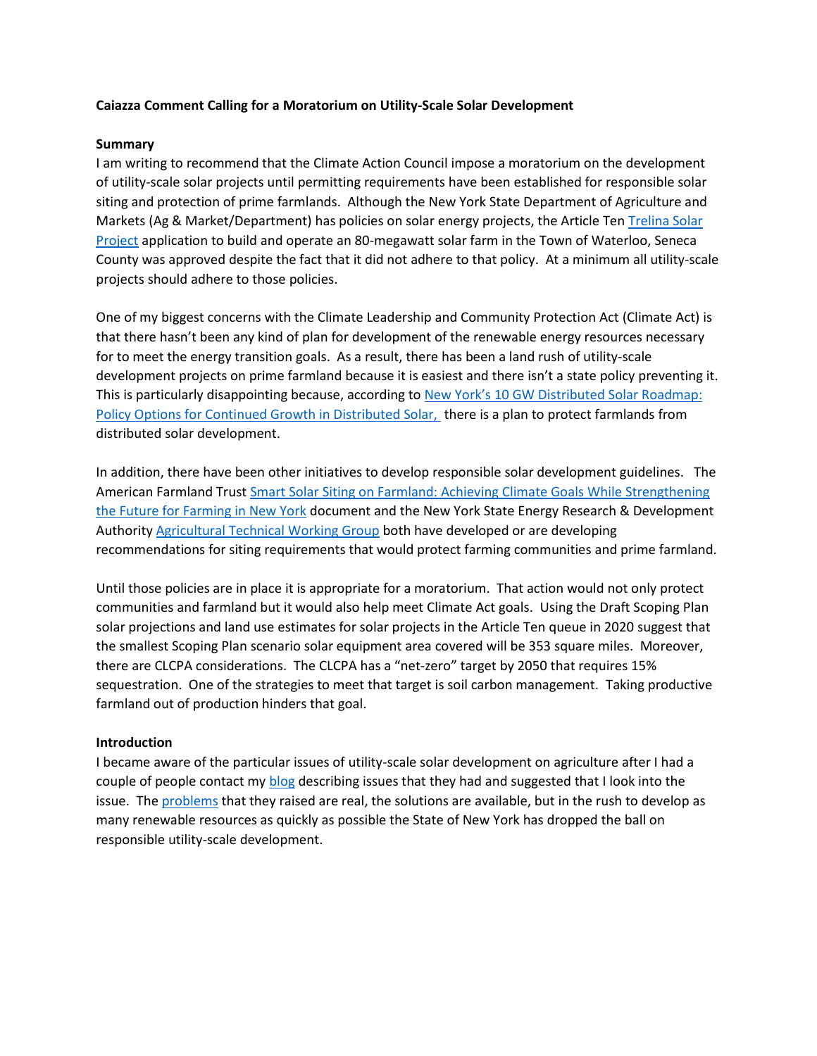**Caiazza Comment Calling for a Moratorium on Utility-Scale Solar Development**

**Summary**

I am writing to recommend that the Climate Action Council impose a moratorium on the development of utility-scale solar projects until permitting requirements have been established for responsible solar siting and protection of prime farmlands. Although the New York State Department of Agriculture and Markets (Ag & Market/Department) has policies on solar energy projects, the Article Ten Trelina Solar Project application to build and operate an 80-megawatt solar farm in the Town of Waterloo, Seneca County was approved despite the fact that it did not adhere to that policy. At a minimum all utility-scale projects should adhere to those policies.

One of my biggest concerns with the Climate Leadership and Community Protection Act (Climate Act) is that there hasn't been any kind of plan for development of the renewable energy resources necessary for to meet the energy transition goals. As a result, there has been a land rush of utility-scale development projects on prime farmland because it is easiest and there isn't a state policy preventing it. This is particularly disappointing because, according to New York's 10 GW Distributed Solar Roadmap: Policy Options for Continued Growth in Distributed Solar, there is a plan to protect farmlands from distributed solar development.

In addition, there have been other initiatives to develop responsible solar development guidelines. The American Farmland Trust Smart Solar Siting on Farmland: Achieving Climate Goals While Strengthening the Future for Farming in New York document and the New York State Energy Research & Development Authority Agricultural Technical Working Group both have developed or are developing recommendations for siting requirements that would protect farming communities and prime farmland.

Until those policies are in place it is appropriate for a moratorium. That action would not only protect communities and farmland but it would also help meet Climate Act goals. Using the Draft Scoping Plan solar projections and land use estimates for solar projects in the Article Ten queue in 2020 suggest that the smallest Scoping Plan scenario solar equipment area covered will be 353 square miles. Moreover, there are CLCPA considerations. The CLCPA has a "net-zero" target by 2050 that requires 15% sequestration. One of the strategies to meet that target is soil carbon management. Taking productive farmland out of production hinders that goal.

**Introduction**

I became aware of the particular issues of utility-scale solar development on agriculture after I had a couple of people contact my blog describing issues that they had and suggested that I look into the issue. The problems that they raised are real, the solutions are available, but in the rush to develop as many renewable resources as quickly as possible the State of New York has dropped the ball on responsible utility-scale development.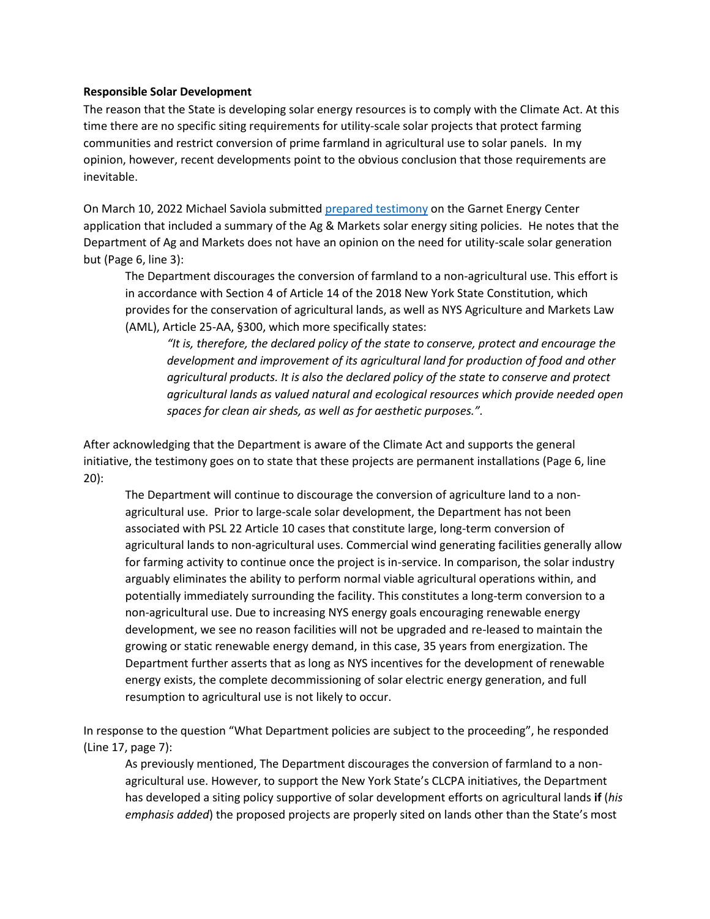**Responsible Solar Development**

The reason that the State is developing solar energy resources is to comply with the Climate Act. At this time there are no specific siting requirements for utility-scale solar projects that protect farming communities and restrict conversion of prime farmland in agricultural use to solar panels. In my opinion, however, recent developments point to the obvious conclusion that those requirements are inevitable.

On March 10, 2022 Michael Saviola submitted prepared testimony on the Garnet Energy Center application that included a summary of the Ag & Markets solar energy siting policies. He notes that the Department of Ag and Markets does not have an opinion on the need for utility-scale solar generation but (Page 6, line 3):

> The Department discourages the conversion of farmland to a non-agricultural use. This effort is in accordance with Section 4 of Article 14 of the 2018 New York State Constitution, which provides for the conservation of agricultural lands, as well as NYS Agriculture and Markets Law (AML), Article 25-AA, §300, which more specifically states:
>
> > *"It is, therefore, the declared policy of the state to conserve, protect and encourage the development and improvement of its agricultural land for production of food and other agricultural products. It is also the declared policy of the state to conserve and protect agricultural lands as valued natural and ecological resources which provide needed open spaces for clean air sheds, as well as for aesthetic purposes.".*

After acknowledging that the Department is aware of the Climate Act and supports the general initiative, the testimony goes on to state that these projects are permanent installations (Page 6, line 20):

> The Department will continue to discourage the conversion of agriculture land to a non-agricultural use. Prior to large-scale solar development, the Department has not been associated with PSL 22 Article 10 cases that constitute large, long-term conversion of agricultural lands to non-agricultural uses. Commercial wind generating facilities generally allow for farming activity to continue once the project is in-service. In comparison, the solar industry arguably eliminates the ability to perform normal viable agricultural operations within, and potentially immediately surrounding the facility. This constitutes a long-term conversion to a non-agricultural use. Due to increasing NYS energy goals encouraging renewable energy development, we see no reason facilities will not be upgraded and re-leased to maintain the growing or static renewable energy demand, in this case, 35 years from energization. The Department further asserts that as long as NYS incentives for the development of renewable energy exists, the complete decommissioning of solar electric energy generation, and full resumption to agricultural use is not likely to occur.

In response to the question "What Department policies are subject to the proceeding", he responded (Line 17, page 7):

> As previously mentioned, The Department discourages the conversion of farmland to a non-agricultural use. However, to support the New York State's CLCPA initiatives, the Department has developed a siting policy supportive of solar development efforts on agricultural lands **if** (*his emphasis added*) the proposed projects are properly sited on lands other than the State's most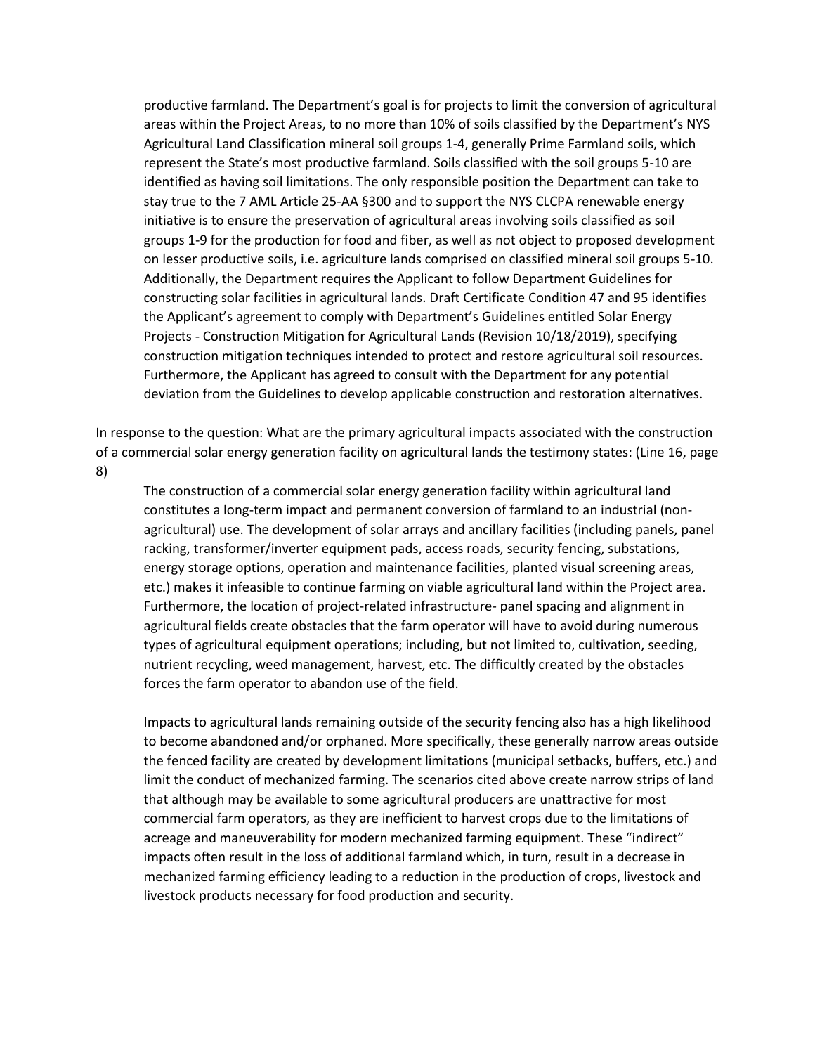productive farmland. The Department's goal is for projects to limit the conversion of agricultural areas within the Project Areas, to no more than 10% of soils classified by the Department's NYS Agricultural Land Classification mineral soil groups 1-4, generally Prime Farmland soils, which represent the State's most productive farmland. Soils classified with the soil groups 5-10 are identified as having soil limitations. The only responsible position the Department can take to stay true to the 7 AML Article 25-AA §300 and to support the NYS CLCPA renewable energy initiative is to ensure the preservation of agricultural areas involving soils classified as soil groups 1-9 for the production for food and fiber, as well as not object to proposed development on lesser productive soils, i.e. agriculture lands comprised on classified mineral soil groups 5-10. Additionally, the Department requires the Applicant to follow Department Guidelines for constructing solar facilities in agricultural lands. Draft Certificate Condition 47 and 95 identifies the Applicant's agreement to comply with Department's Guidelines entitled Solar Energy Projects - Construction Mitigation for Agricultural Lands (Revision 10/18/2019), specifying construction mitigation techniques intended to protect and restore agricultural soil resources. Furthermore, the Applicant has agreed to consult with the Department for any potential deviation from the Guidelines to develop applicable construction and restoration alternatives.

In response to the question: What are the primary agricultural impacts associated with the construction of a commercial solar energy generation facility on agricultural lands the testimony states: (Line 16, page 8)

> The construction of a commercial solar energy generation facility within agricultural land constitutes a long-term impact and permanent conversion of farmland to an industrial (non-agricultural) use. The development of solar arrays and ancillary facilities (including panels, panel racking, transformer/inverter equipment pads, access roads, security fencing, substations, energy storage options, operation and maintenance facilities, planted visual screening areas, etc.) makes it infeasible to continue farming on viable agricultural land within the Project area. Furthermore, the location of project-related infrastructure- panel spacing and alignment in agricultural fields create obstacles that the farm operator will have to avoid during numerous types of agricultural equipment operations; including, but not limited to, cultivation, seeding, nutrient recycling, weed management, harvest, etc. The difficultly created by the obstacles forces the farm operator to abandon use of the field.
>
> Impacts to agricultural lands remaining outside of the security fencing also has a high likelihood to become abandoned and/or orphaned. More specifically, these generally narrow areas outside the fenced facility are created by development limitations (municipal setbacks, buffers, etc.) and limit the conduct of mechanized farming. The scenarios cited above create narrow strips of land that although may be available to some agricultural producers are unattractive for most commercial farm operators, as they are inefficient to harvest crops due to the limitations of acreage and maneuverability for modern mechanized farming equipment. These "indirect" impacts often result in the loss of additional farmland which, in turn, result in a decrease in mechanized farming efficiency leading to a reduction in the production of crops, livestock and livestock products necessary for food production and security.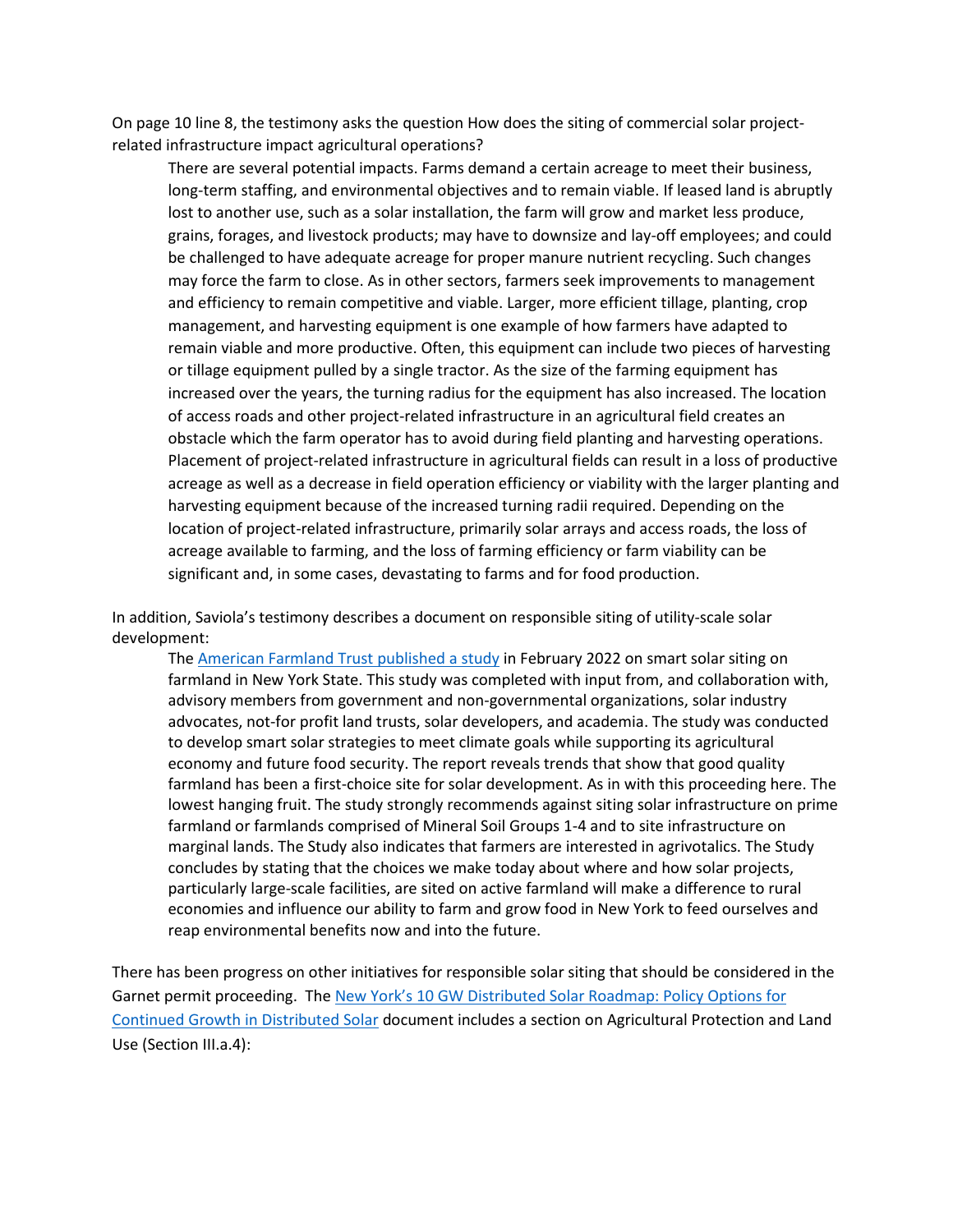On page 10 line 8, the testimony asks the question How does the siting of commercial solar project-related infrastructure impact agricultural operations?

> There are several potential impacts. Farms demand a certain acreage to meet their business, long-term staffing, and environmental objectives and to remain viable. If leased land is abruptly lost to another use, such as a solar installation, the farm will grow and market less produce, grains, forages, and livestock products; may have to downsize and lay-off employees; and could be challenged to have adequate acreage for proper manure nutrient recycling. Such changes may force the farm to close. As in other sectors, farmers seek improvements to management and efficiency to remain competitive and viable. Larger, more efficient tillage, planting, crop management, and harvesting equipment is one example of how farmers have adapted to remain viable and more productive. Often, this equipment can include two pieces of harvesting or tillage equipment pulled by a single tractor. As the size of the farming equipment has increased over the years, the turning radius for the equipment has also increased. The location of access roads and other project-related infrastructure in an agricultural field creates an obstacle which the farm operator has to avoid during field planting and harvesting operations. Placement of project-related infrastructure in agricultural fields can result in a loss of productive acreage as well as a decrease in field operation efficiency or viability with the larger planting and harvesting equipment because of the increased turning radii required. Depending on the location of project-related infrastructure, primarily solar arrays and access roads, the loss of acreage available to farming, and the loss of farming efficiency or farm viability can be significant and, in some cases, devastating to farms and for food production.

In addition, Saviola's testimony describes a document on responsible siting of utility-scale solar development:

> The [American Farmland Trust published a study] in February 2022 on smart solar siting on farmland in New York State. This study was completed with input from, and collaboration with, advisory members from government and non-governmental organizations, solar industry advocates, not-for profit land trusts, solar developers, and academia. The study was conducted to develop smart solar strategies to meet climate goals while supporting its agricultural economy and future food security. The report reveals trends that show that good quality farmland has been a first-choice site for solar development. As in with this proceeding here. The lowest hanging fruit. The study strongly recommends against siting solar infrastructure on prime farmland or farmlands comprised of Mineral Soil Groups 1-4 and to site infrastructure on marginal lands. The Study also indicates that farmers are interested in agrivotalics. The Study concludes by stating that the choices we make today about where and how solar projects, particularly large-scale facilities, are sited on active farmland will make a difference to rural economies and influence our ability to farm and grow food in New York to feed ourselves and reap environmental benefits now and into the future.

There has been progress on other initiatives for responsible solar siting that should be considered in the Garnet permit proceeding. The [New York's 10 GW Distributed Solar Roadmap: Policy Options for Continued Growth in Distributed Solar] document includes a section on Agricultural Protection and Land Use (Section III.a.4):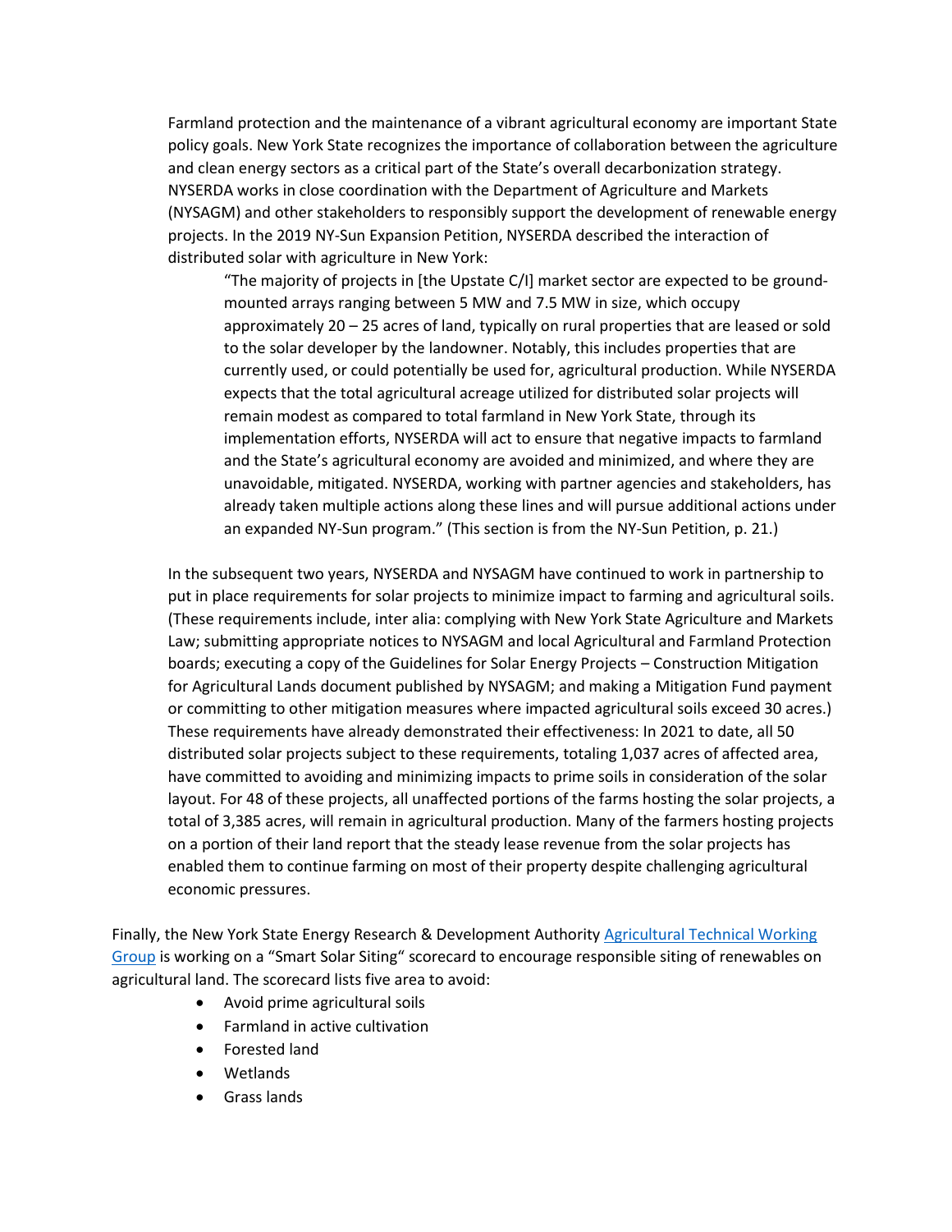Farmland protection and the maintenance of a vibrant agricultural economy are important State policy goals. New York State recognizes the importance of collaboration between the agriculture and clean energy sectors as a critical part of the State's overall decarbonization strategy. NYSERDA works in close coordination with the Department of Agriculture and Markets (NYSAGM) and other stakeholders to responsibly support the development of renewable energy projects. In the 2019 NY-Sun Expansion Petition, NYSERDA described the interaction of distributed solar with agriculture in New York:

> "The majority of projects in [the Upstate C/I] market sector are expected to be ground-mounted arrays ranging between 5 MW and 7.5 MW in size, which occupy approximately 20 – 25 acres of land, typically on rural properties that are leased or sold to the solar developer by the landowner. Notably, this includes properties that are currently used, or could potentially be used for, agricultural production. While NYSERDA expects that the total agricultural acreage utilized for distributed solar projects will remain modest as compared to total farmland in New York State, through its implementation efforts, NYSERDA will act to ensure that negative impacts to farmland and the State's agricultural economy are avoided and minimized, and where they are unavoidable, mitigated. NYSERDA, working with partner agencies and stakeholders, has already taken multiple actions along these lines and will pursue additional actions under an expanded NY-Sun program." (This section is from the NY-Sun Petition, p. 21.)

In the subsequent two years, NYSERDA and NYSAGM have continued to work in partnership to put in place requirements for solar projects to minimize impact to farming and agricultural soils. (These requirements include, inter alia: complying with New York State Agriculture and Markets Law; submitting appropriate notices to NYSAGM and local Agricultural and Farmland Protection boards; executing a copy of the Guidelines for Solar Energy Projects – Construction Mitigation for Agricultural Lands document published by NYSAGM; and making a Mitigation Fund payment or committing to other mitigation measures where impacted agricultural soils exceed 30 acres.) These requirements have already demonstrated their effectiveness: In 2021 to date, all 50 distributed solar projects subject to these requirements, totaling 1,037 acres of affected area, have committed to avoiding and minimizing impacts to prime soils in consideration of the solar layout. For 48 of these projects, all unaffected portions of the farms hosting the solar projects, a total of 3,385 acres, will remain in agricultural production. Many of the farmers hosting projects on a portion of their land report that the steady lease revenue from the solar projects has enabled them to continue farming on most of their property despite challenging agricultural economic pressures.

Finally, the New York State Energy Research & Development Authority Agricultural Technical Working Group is working on a "Smart Solar Siting" scorecard to encourage responsible siting of renewables on agricultural land. The scorecard lists five area to avoid:

- Avoid prime agricultural soils
- Farmland in active cultivation
- Forested land
- Wetlands
- Grass lands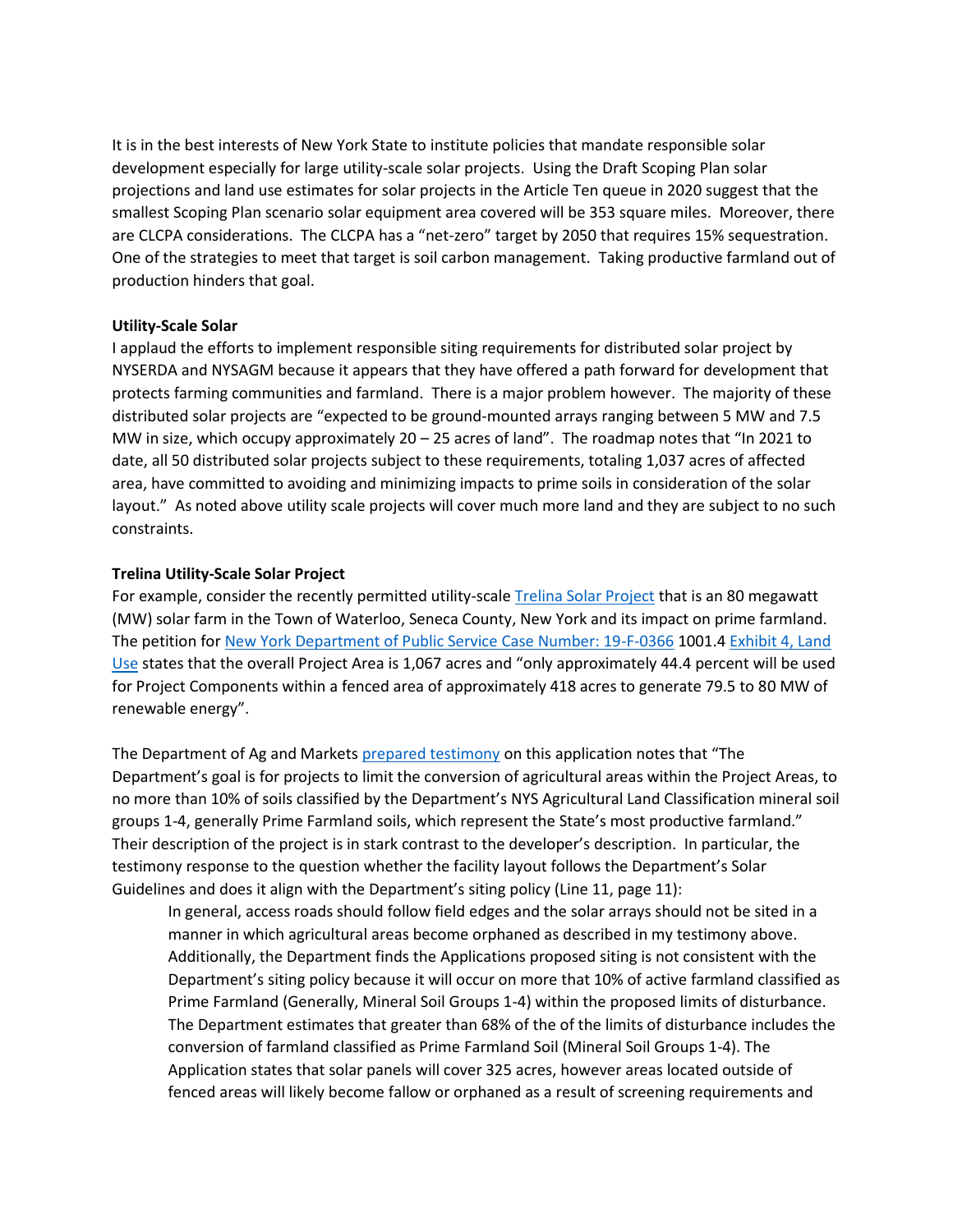It is in the best interests of New York State to institute policies that mandate responsible solar development especially for large utility-scale solar projects. Using the Draft Scoping Plan solar projections and land use estimates for solar projects in the Article Ten queue in 2020 suggest that the smallest Scoping Plan scenario solar equipment area covered will be 353 square miles. Moreover, there are CLCPA considerations. The CLCPA has a "net-zero" target by 2050 that requires 15% sequestration. One of the strategies to meet that target is soil carbon management. Taking productive farmland out of production hinders that goal.

**Utility-Scale Solar**

I applaud the efforts to implement responsible siting requirements for distributed solar project by NYSERDA and NYSAGM because it appears that they have offered a path forward for development that protects farming communities and farmland. There is a major problem however. The majority of these distributed solar projects are "expected to be ground-mounted arrays ranging between 5 MW and 7.5 MW in size, which occupy approximately 20 – 25 acres of land". The roadmap notes that "In 2021 to date, all 50 distributed solar projects subject to these requirements, totaling 1,037 acres of affected area, have committed to avoiding and minimizing impacts to prime soils in consideration of the solar layout." As noted above utility scale projects will cover much more land and they are subject to no such constraints.

**Trelina Utility-Scale Solar Project**

For example, consider the recently permitted utility-scale Trelina Solar Project that is an 80 megawatt (MW) solar farm in the Town of Waterloo, Seneca County, New York and its impact on prime farmland. The petition for New York Department of Public Service Case Number: 19-F-0366 1001.4 Exhibit 4, Land Use states that the overall Project Area is 1,067 acres and "only approximately 44.4 percent will be used for Project Components within a fenced area of approximately 418 acres to generate 79.5 to 80 MW of renewable energy".

The Department of Ag and Markets prepared testimony on this application notes that "The Department's goal is for projects to limit the conversion of agricultural areas within the Project Areas, to no more than 10% of soils classified by the Department's NYS Agricultural Land Classification mineral soil groups 1-4, generally Prime Farmland soils, which represent the State's most productive farmland." Their description of the project is in stark contrast to the developer's description. In particular, the testimony response to the question whether the facility layout follows the Department's Solar Guidelines and does it align with the Department's siting policy (Line 11, page 11):

> In general, access roads should follow field edges and the solar arrays should not be sited in a manner in which agricultural areas become orphaned as described in my testimony above. Additionally, the Department finds the Applications proposed siting is not consistent with the Department's siting policy because it will occur on more that 10% of active farmland classified as Prime Farmland (Generally, Mineral Soil Groups 1-4) within the proposed limits of disturbance. The Department estimates that greater than 68% of the of the limits of disturbance includes the conversion of farmland classified as Prime Farmland Soil (Mineral Soil Groups 1-4). The Application states that solar panels will cover 325 acres, however areas located outside of fenced areas will likely become fallow or orphaned as a result of screening requirements and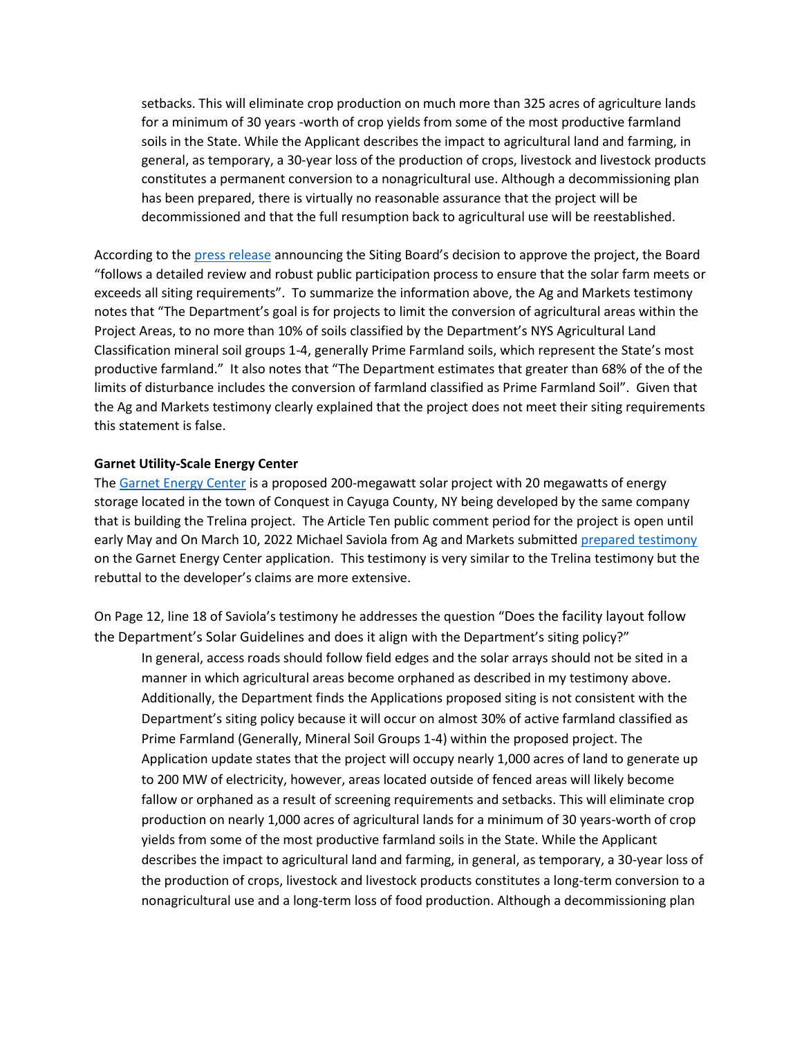> setbacks. This will eliminate crop production on much more than 325 acres of agriculture lands for a minimum of 30 years -worth of crop yields from some of the most productive farmland soils in the State. While the Applicant describes the impact to agricultural land and farming, in general, as temporary, a 30-year loss of the production of crops, livestock and livestock products constitutes a permanent conversion to a nonagricultural use. Although a decommissioning plan has been prepared, there is virtually no reasonable assurance that the project will be decommissioned and that the full resumption back to agricultural use will be reestablished.

According to the press release announcing the Siting Board's decision to approve the project, the Board "follows a detailed review and robust public participation process to ensure that the solar farm meets or exceeds all siting requirements". To summarize the information above, the Ag and Markets testimony notes that "The Department's goal is for projects to limit the conversion of agricultural areas within the Project Areas, to no more than 10% of soils classified by the Department's NYS Agricultural Land Classification mineral soil groups 1-4, generally Prime Farmland soils, which represent the State's most productive farmland." It also notes that "The Department estimates that greater than 68% of the of the limits of disturbance includes the conversion of farmland classified as Prime Farmland Soil". Given that the Ag and Markets testimony clearly explained that the project does not meet their siting requirements this statement is false.

**Garnet Utility-Scale Energy Center**

The Garnet Energy Center is a proposed 200-megawatt solar project with 20 megawatts of energy storage located in the town of Conquest in Cayuga County, NY being developed by the same company that is building the Trelina project. The Article Ten public comment period for the project is open until early May and On March 10, 2022 Michael Saviola from Ag and Markets submitted prepared testimony on the Garnet Energy Center application. This testimony is very similar to the Trelina testimony but the rebuttal to the developer's claims are more extensive.

On Page 12, line 18 of Saviola's testimony he addresses the question "Does the facility layout follow the Department's Solar Guidelines and does it align with the Department's siting policy?"

> In general, access roads should follow field edges and the solar arrays should not be sited in a manner in which agricultural areas become orphaned as described in my testimony above. Additionally, the Department finds the Applications proposed siting is not consistent with the Department's siting policy because it will occur on almost 30% of active farmland classified as Prime Farmland (Generally, Mineral Soil Groups 1-4) within the proposed project. The Application update states that the project will occupy nearly 1,000 acres of land to generate up to 200 MW of electricity, however, areas located outside of fenced areas will likely become fallow or orphaned as a result of screening requirements and setbacks. This will eliminate crop production on nearly 1,000 acres of agricultural lands for a minimum of 30 years-worth of crop yields from some of the most productive farmland soils in the State. While the Applicant describes the impact to agricultural land and farming, in general, as temporary, a 30-year loss of the production of crops, livestock and livestock products constitutes a long-term conversion to a nonagricultural use and a long-term loss of food production. Although a decommissioning plan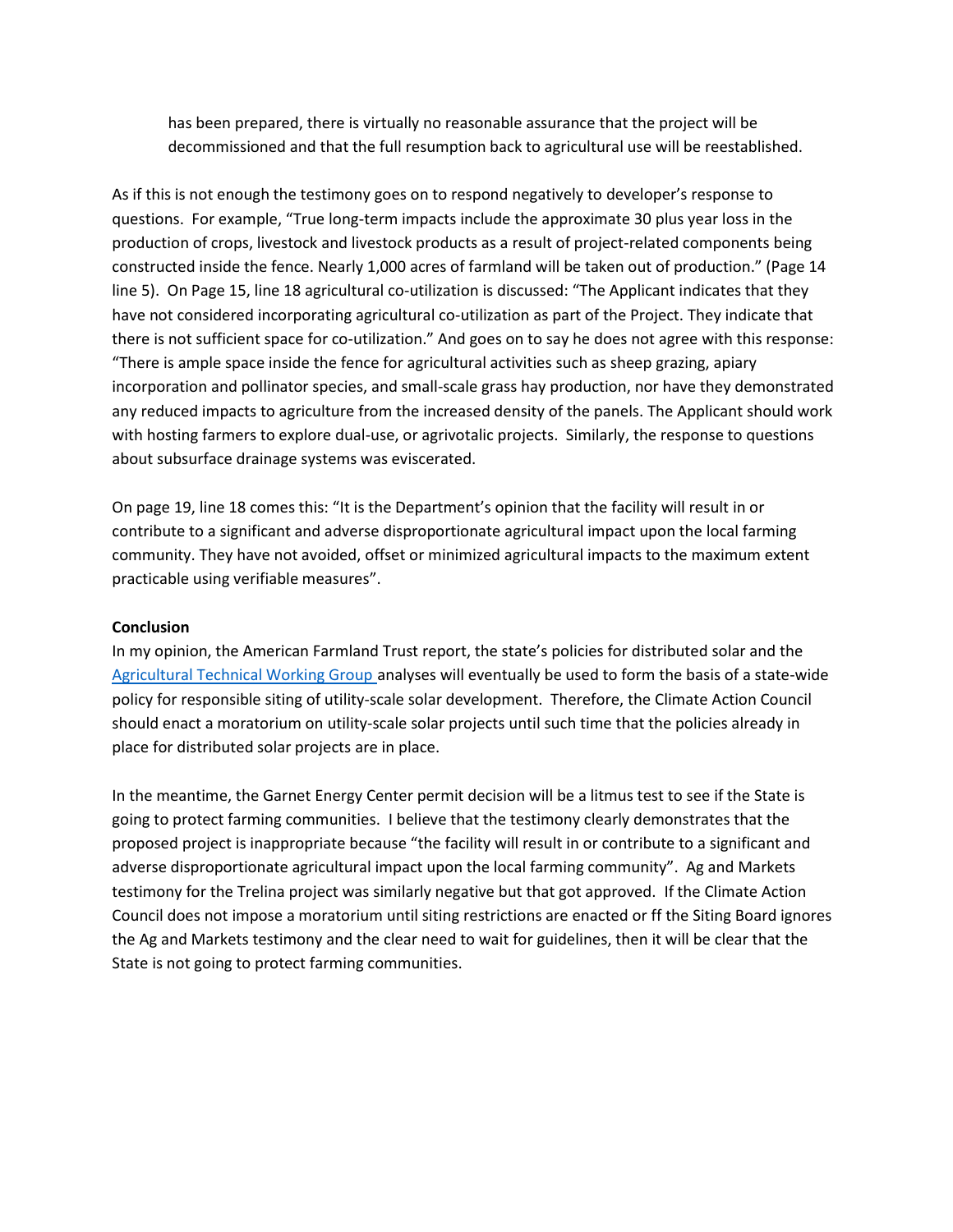has been prepared, there is virtually no reasonable assurance that the project will be decommissioned and that the full resumption back to agricultural use will be reestablished.

As if this is not enough the testimony goes on to respond negatively to developer's response to questions. For example, "True long-term impacts include the approximate 30 plus year loss in the production of crops, livestock and livestock products as a result of project-related components being constructed inside the fence. Nearly 1,000 acres of farmland will be taken out of production." (Page 14 line 5). On Page 15, line 18 agricultural co-utilization is discussed: "The Applicant indicates that they have not considered incorporating agricultural co-utilization as part of the Project. They indicate that there is not sufficient space for co-utilization." And goes on to say he does not agree with this response: "There is ample space inside the fence for agricultural activities such as sheep grazing, apiary incorporation and pollinator species, and small-scale grass hay production, nor have they demonstrated any reduced impacts to agriculture from the increased density of the panels. The Applicant should work with hosting farmers to explore dual-use, or agrivotalic projects. Similarly, the response to questions about subsurface drainage systems was eviscerated.

On page 19, line 18 comes this: "It is the Department's opinion that the facility will result in or contribute to a significant and adverse disproportionate agricultural impact upon the local farming community. They have not avoided, offset or minimized agricultural impacts to the maximum extent practicable using verifiable measures".

**Conclusion**

In my opinion, the American Farmland Trust report, the state's policies for distributed solar and the Agricultural Technical Working Group analyses will eventually be used to form the basis of a state-wide policy for responsible siting of utility-scale solar development. Therefore, the Climate Action Council should enact a moratorium on utility-scale solar projects until such time that the policies already in place for distributed solar projects are in place.

In the meantime, the Garnet Energy Center permit decision will be a litmus test to see if the State is going to protect farming communities. I believe that the testimony clearly demonstrates that the proposed project is inappropriate because "the facility will result in or contribute to a significant and adverse disproportionate agricultural impact upon the local farming community". Ag and Markets testimony for the Trelina project was similarly negative but that got approved. If the Climate Action Council does not impose a moratorium until siting restrictions are enacted or ff the Siting Board ignores the Ag and Markets testimony and the clear need to wait for guidelines, then it will be clear that the State is not going to protect farming communities.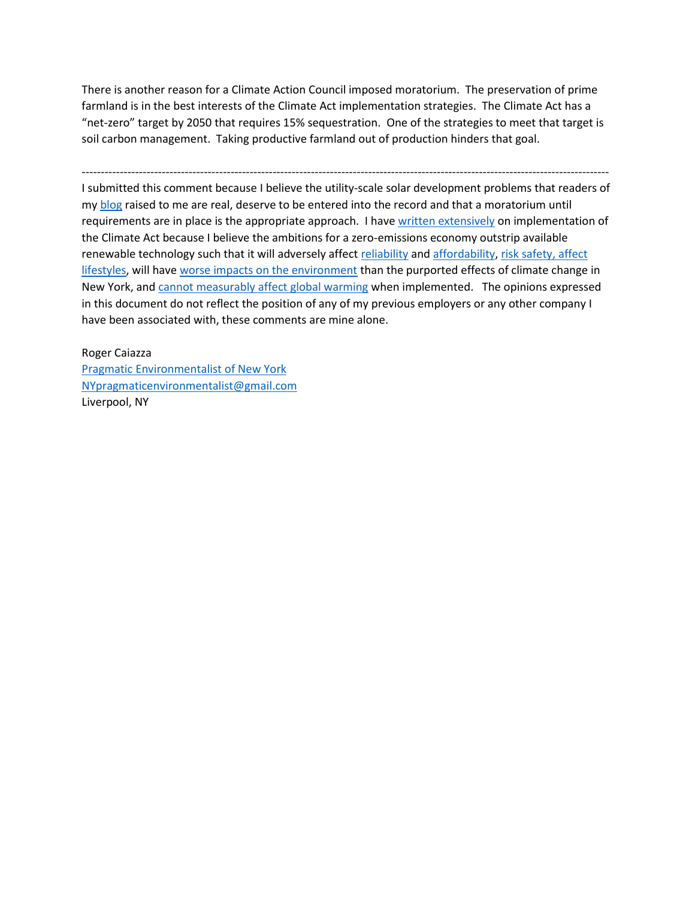There is another reason for a Climate Action Council imposed moratorium. The preservation of prime farmland is in the best interests of the Climate Act implementation strategies. The Climate Act has a "net-zero" target by 2050 that requires 15% sequestration. One of the strategies to meet that target is soil carbon management. Taking productive farmland out of production hinders that goal.

---

I submitted this comment because I believe the utility-scale solar development problems that readers of my blog raised to me are real, deserve to be entered into the record and that a moratorium until requirements are in place is the appropriate approach. I have written extensively on implementation of the Climate Act because I believe the ambitions for a zero-emissions economy outstrip available renewable technology such that it will adversely affect reliability and affordability, risk safety, affect lifestyles, will have worse impacts on the environment than the purported effects of climate change in New York, and cannot measurably affect global warming when implemented. The opinions expressed in this document do not reflect the position of any of my previous employers or any other company I have been associated with, these comments are mine alone.

Roger Caiazza
Pragmatic Environmentalist of New York
NYpragmaticenvironmentalist@gmail.com
Liverpool, NY